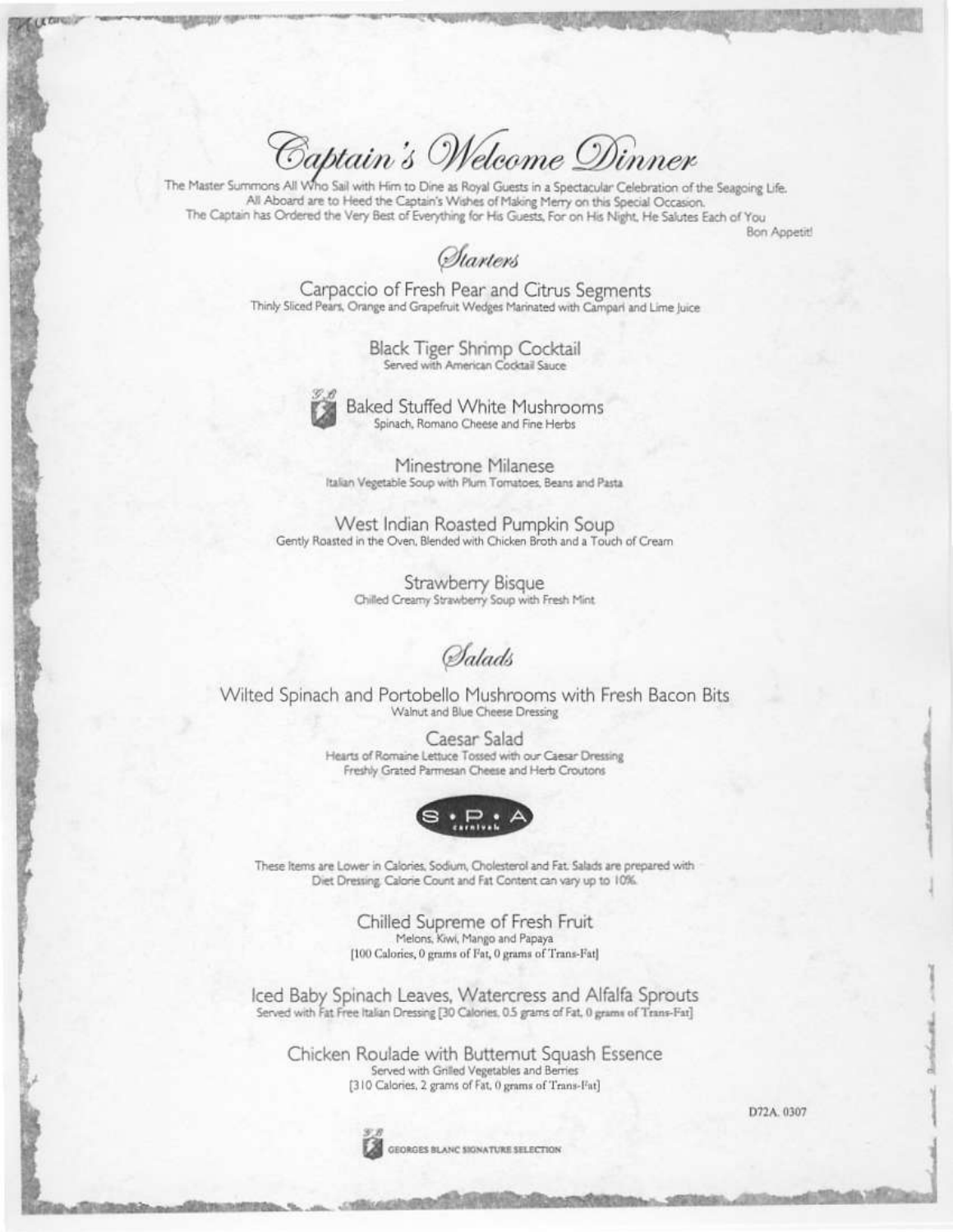# Captain's Welcome Dinner

The Master Summons All Who Sail with Him to Dine as Royal Guests in a Spectacular Celebration of the Seagoing Life.
All Aboard are to Heed the Captain's Wishes of Making Merry on this Special Occasion.
The Captain has Ordered the Very Best of Everything for His Guests, For on His Night, He Salutes Each of You

Bon Appetit!

## Starters

**Carpaccio of Fresh Pear and Citrus Segments**
Thinly Sliced Pears, Orange and Grapefruit Wedges Marinated with Campari and Lime Juice

**Black Tiger Shrimp Cocktail**
Served with American Cocktail Sauce

**Baked Stuffed White Mushrooms** (G.B.)
Spinach, Romano Cheese and Fine Herbs

**Minestrone Milanese**
Italian Vegetable Soup with Plum Tomatoes, Beans and Pasta

**West Indian Roasted Pumpkin Soup**
Gently Roasted in the Oven, Blended with Chicken Broth and a Touch of Cream

**Strawberry Bisque**
Chilled Creamy Strawberry Soup with Fresh Mint

## Salads

**Wilted Spinach and Portobello Mushrooms with Fresh Bacon Bits**
Walnut and Blue Cheese Dressing

**Caesar Salad**
Hearts of Romaine Lettuce Tossed with our Caesar Dressing
Freshly Grated Parmesan Cheese and Herb Croutons

S • P • A
carnival

These Items are Lower in Calories, Sodium, Cholesterol and Fat. Salads are prepared with Diet Dressing. Calorie Count and Fat Content can vary up to 10%.

**Chilled Supreme of Fresh Fruit**
Melons, Kiwi, Mango and Papaya
[100 Calories, 0 grams of Fat, 0 grams of Trans-Fat]

**Iced Baby Spinach Leaves, Watercress and Alfalfa Sprouts**
Served with Fat Free Italian Dressing [30 Calories, 0.5 grams of Fat, 0 grams of Trans-Fat]

**Chicken Roulade with Butternut Squash Essence**
Served with Grilled Vegetables and Berries
[310 Calories, 2 grams of Fat, 0 grams of Trans-Fat]

D72A. 0307

G.B. GEORGES BLANC SIGNATURE SELECTION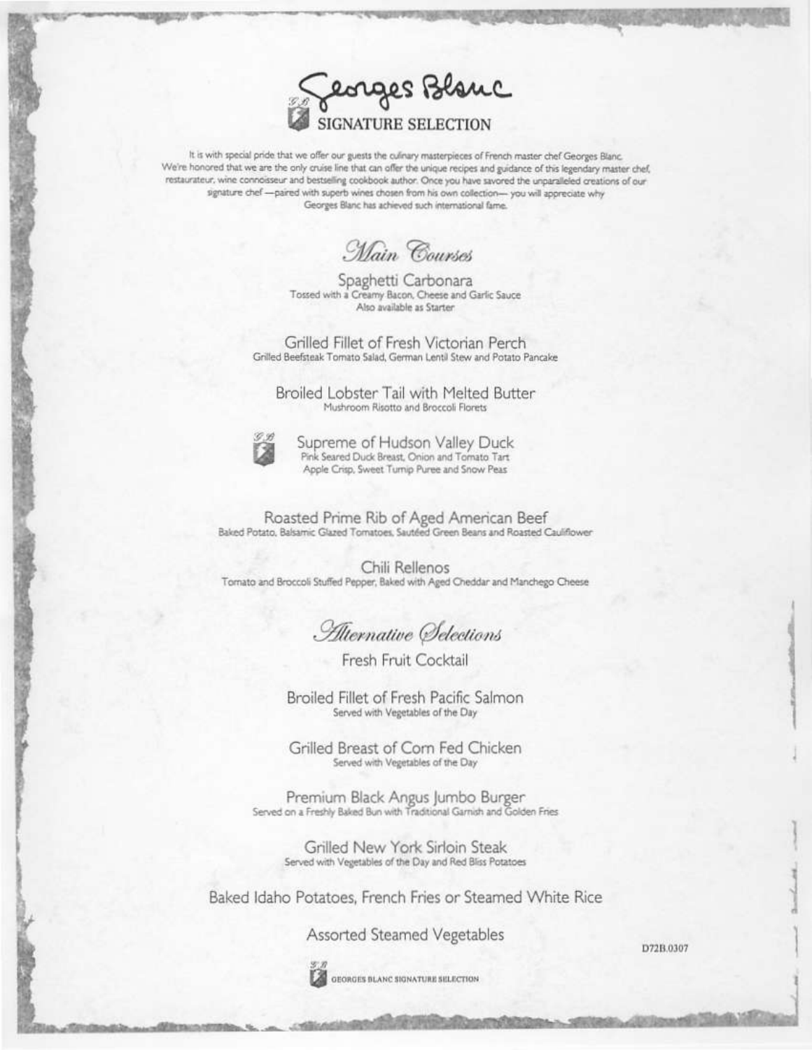# Georges Blanc

## SIGNATURE SELECTION

It is with special pride that we offer our guests the culinary masterpieces of French master chef Georges Blanc. We're honored that we are the only cruise line that can offer the unique recipes and guidance of this legendary master chef, restaurateur, wine connoisseur and bestselling cookbook author. Once you have savored the unparalleled creations of our signature chef —paired with superb wines chosen from his own collection— you will appreciate why Georges Blanc has achieved such international fame.

## *Main Courses*

**Spaghetti Carbonara**
Tossed with a Creamy Bacon, Cheese and Garlic Sauce
Also available as Starter

**Grilled Fillet of Fresh Victorian Perch**
Grilled Beefsteak Tomato Salad, German Lentil Stew and Potato Pancake

**Broiled Lobster Tail with Melted Butter**
Mushroom Risotto and Broccoli Florets

**Supreme of Hudson Valley Duck**
Pink Seared Duck Breast, Onion and Tomato Tart
Apple Crisp, Sweet Turnip Puree and Snow Peas

**Roasted Prime Rib of Aged American Beef**
Baked Potato, Balsamic Glazed Tomatoes, Sautéed Green Beans and Roasted Cauliflower

**Chili Rellenos**
Tomato and Broccoli Stuffed Pepper, Baked with Aged Cheddar and Manchego Cheese

## *Alternative Selections*

**Fresh Fruit Cocktail**

**Broiled Fillet of Fresh Pacific Salmon**
Served with Vegetables of the Day

**Grilled Breast of Corn Fed Chicken**
Served with Vegetables of the Day

**Premium Black Angus Jumbo Burger**
Served on a Freshly Baked Bun with Traditional Garnish and Golden Fries

**Grilled New York Sirloin Steak**
Served with Vegetables of the Day and Red Bliss Potatoes

**Baked Idaho Potatoes, French Fries or Steamed White Rice**

**Assorted Steamed Vegetables**

D72B.0307

GEORGES BLANC SIGNATURE SELECTION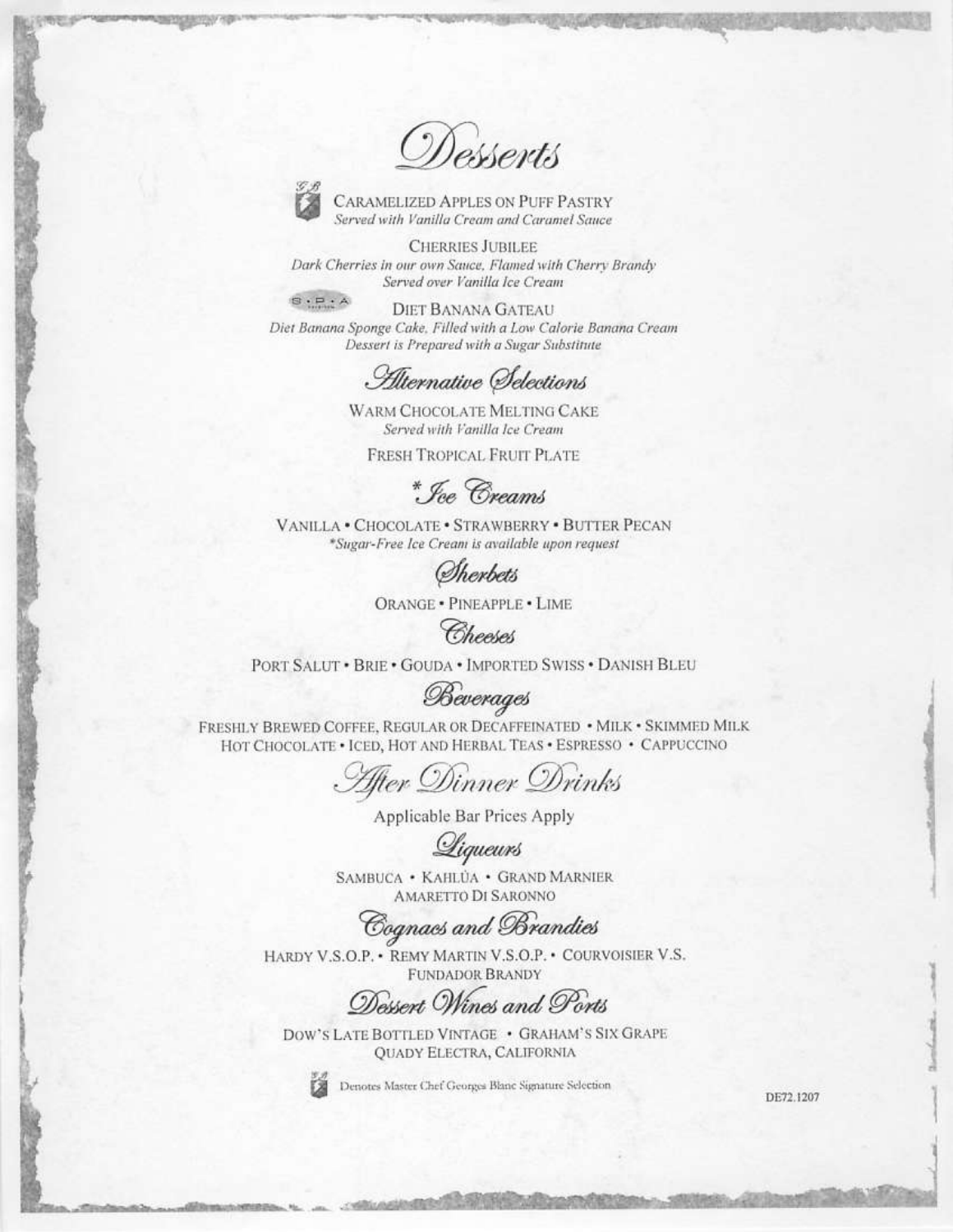# Desserts

**CARAMELIZED APPLES ON PUFF PASTRY**
*Served with Vanilla Cream and Caramel Sauce*

**CHERRIES JUBILEE**
*Dark Cherries in our own Sauce, Flamed with Cherry Brandy*
*Served over Vanilla Ice Cream*

S.P.A

**DIET BANANA GATEAU**
*Diet Banana Sponge Cake, Filled with a Low Calorie Banana Cream*
*Dessert is Prepared with a Sugar Substitute*

## Alternative Selections

**WARM CHOCOLATE MELTING CAKE**
*Served with Vanilla Ice Cream*

**FRESH TROPICAL FRUIT PLATE**

## *Ice Creams

VANILLA • CHOCOLATE • STRAWBERRY • BUTTER PECAN
*\*Sugar-Free Ice Cream is available upon request*

## Sherbets

ORANGE • PINEAPPLE • LIME

## Cheeses

PORT SALUT • BRIE • GOUDA • IMPORTED SWISS • DANISH BLEU

## Beverages

FRESHLY BREWED COFFEE, REGULAR OR DECAFFEINATED • MILK • SKIMMED MILK
HOT CHOCOLATE • ICED, HOT AND HERBAL TEAS • ESPRESSO • CAPPUCCINO

## After Dinner Drinks

Applicable Bar Prices Apply

## Liqueurs

SAMBUCA • KAHLÚA • GRAND MARNIER
AMARETTO DI SARONNO

## Cognacs and Brandies

HARDY V.S.O.P. • REMY MARTIN V.S.O.P. • COURVOISIER V.S.
FUNDADOR BRANDY

## Dessert Wines and Ports

DOW'S LATE BOTTLED VINTAGE • GRAHAM'S SIX GRAPE
QUADY ELECTRA, CALIFORNIA

Denotes Master Chef Georges Blanc Signature Selection

DE72.1207